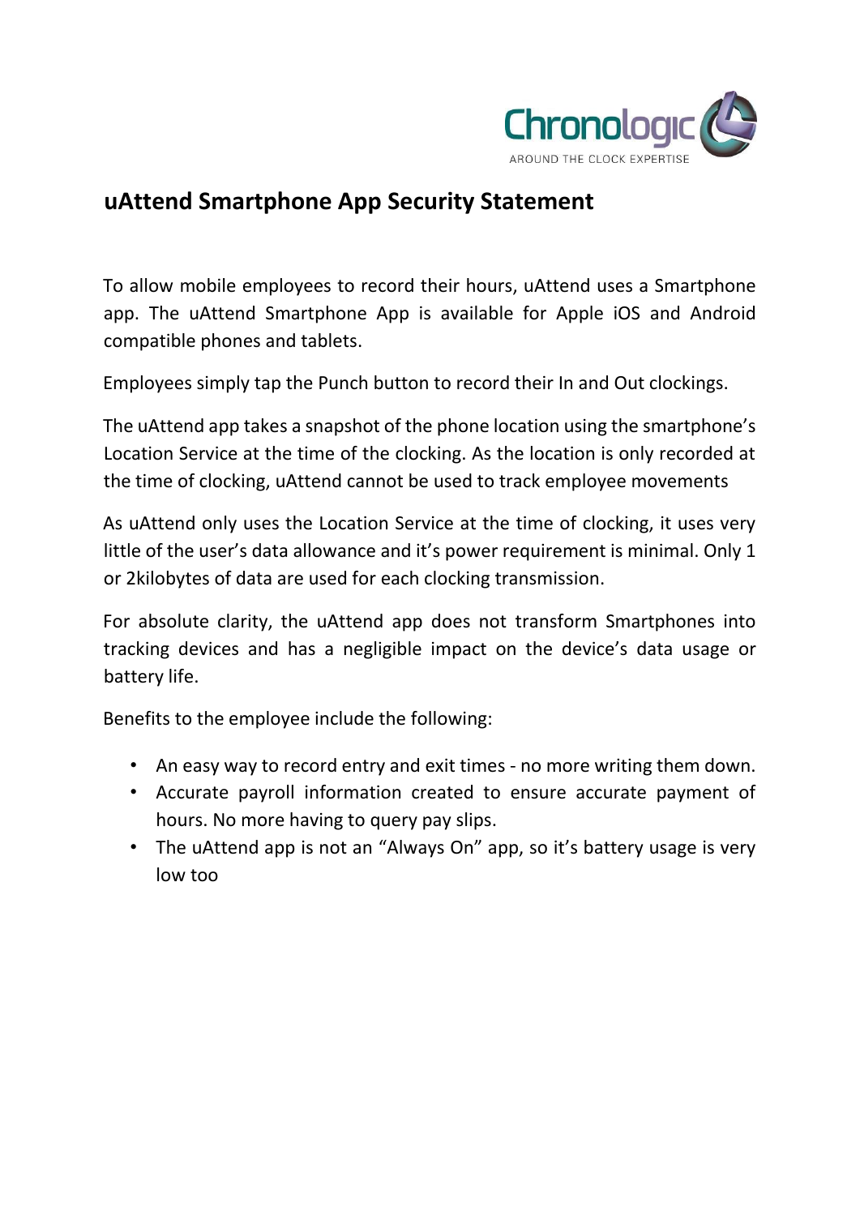Chronologic
AROUND THE CLOCK EXPERTISE

# uAttend Smartphone App Security Statement

To allow mobile employees to record their hours, uAttend uses a Smartphone app. The uAttend Smartphone App is available for Apple iOS and Android compatible phones and tablets.

Employees simply tap the Punch button to record their In and Out clockings.

The uAttend app takes a snapshot of the phone location using the smartphone's Location Service at the time of the clocking. As the location is only recorded at the time of clocking, uAttend cannot be used to track employee movements

As uAttend only uses the Location Service at the time of clocking, it uses very little of the user's data allowance and it's power requirement is minimal. Only 1 or 2kilobytes of data are used for each clocking transmission.

For absolute clarity, the uAttend app does not transform Smartphones into tracking devices and has a negligible impact on the device's data usage or battery life.

Benefits to the employee include the following:

- An easy way to record entry and exit times - no more writing them down.
- Accurate payroll information created to ensure accurate payment of hours. No more having to query pay slips.
- The uAttend app is not an "Always On" app, so it's battery usage is very low too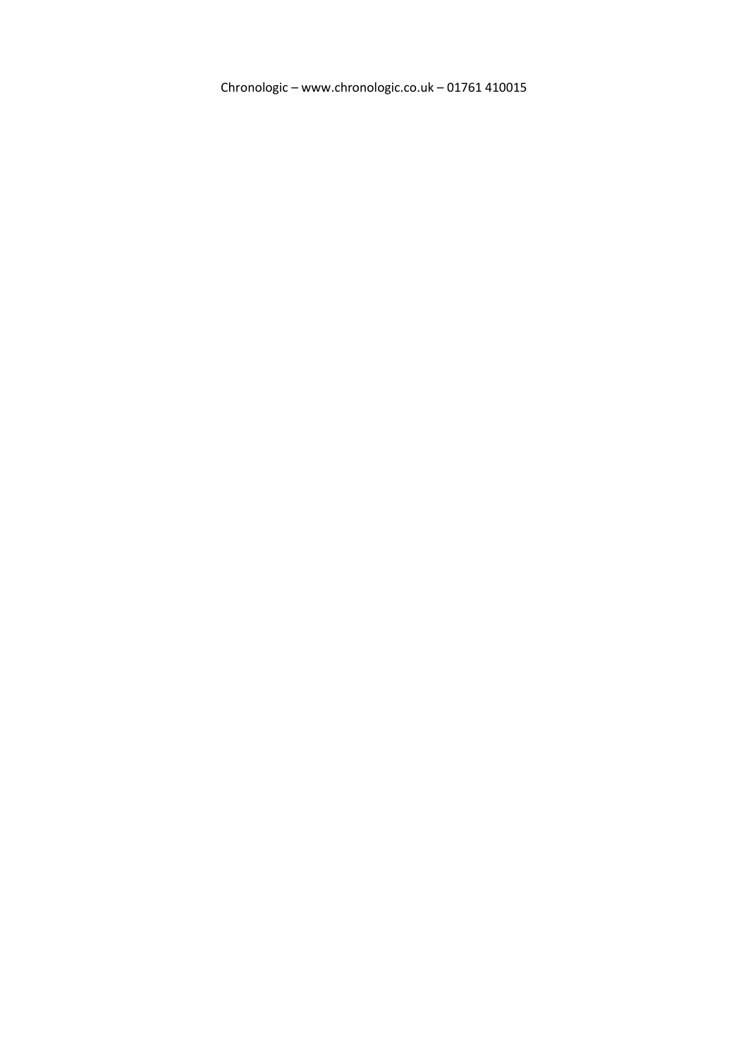Chronologic – www.chronologic.co.uk – 01761 410015